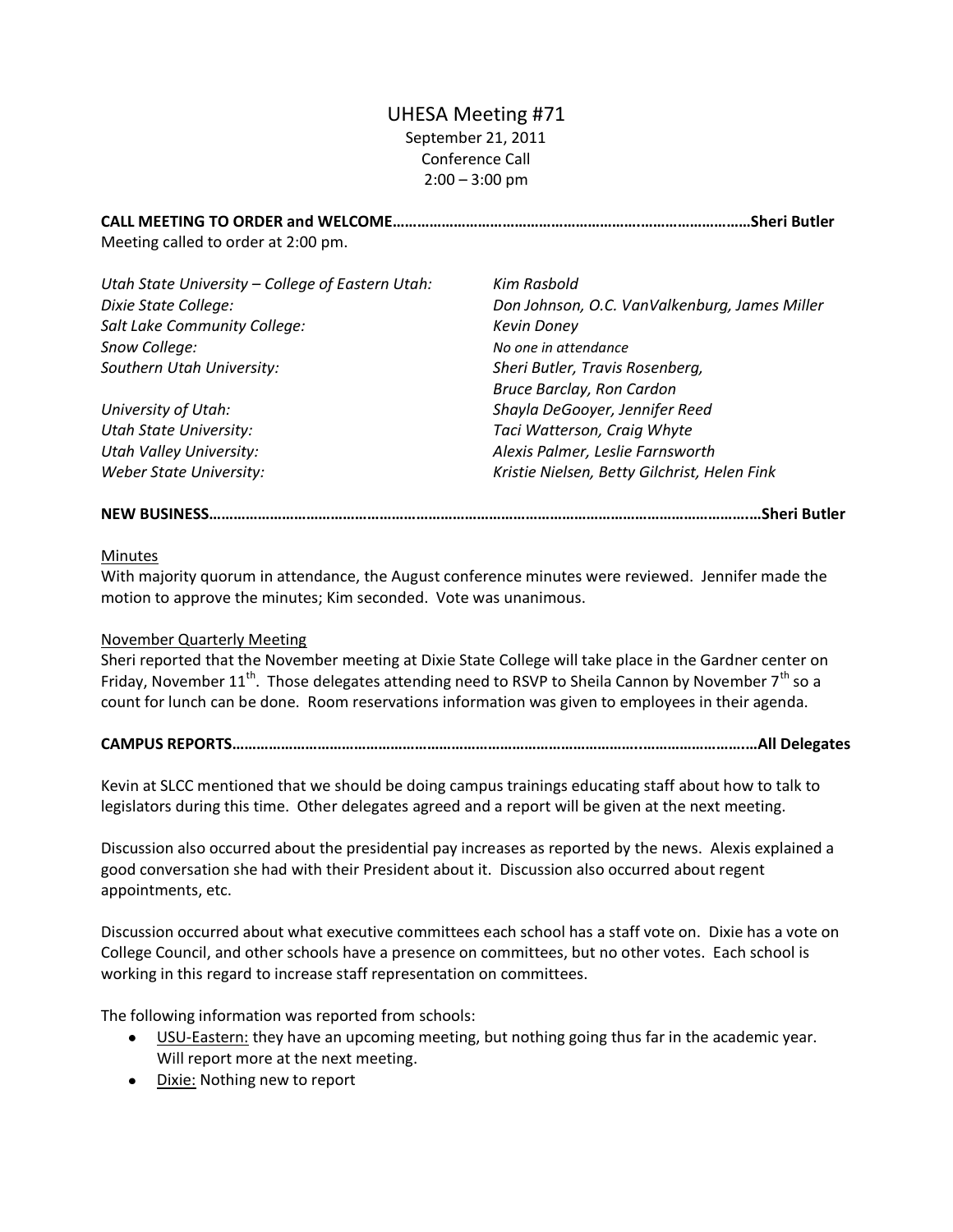# UHESA Meeting #71

September 21, 2011
Conference Call
2:00 – 3:00 pm

**CALL MEETING TO ORDER and WELCOME……………………………………………………….……………………Sheri Butler**

Meeting called to order at 2:00 pm.

| | |
|---|---|
| *Utah State University – College of Eastern Utah:* | *Kim Rasbold* |
| *Dixie State College:* | *Don Johnson, O.C. VanValkenburg, James Miller* |
| *Salt Lake Community College:* | *Kevin Doney* |
| *Snow College:* | *No one in attendance* |
| *Southern Utah University:* | *Sheri Butler, Travis Rosenberg, Bruce Barclay, Ron Cardon* |
| *University of Utah:* | *Shayla DeGooyer, Jennifer Reed* |
| *Utah State University:* | *Taci Watterson, Craig Whyte* |
| *Utah Valley University:* | *Alexis Palmer, Leslie Farnsworth* |
| *Weber State University:* | *Kristie Nielsen, Betty Gilchrist, Helen Fink* |

**NEW BUSINESS……………………………………………………………………………………………………………….…Sheri Butler**

Minutes

With majority quorum in attendance, the August conference minutes were reviewed. Jennifer made the motion to approve the minutes; Kim seconded. Vote was unanimous.

November Quarterly Meeting

Sheri reported that the November meeting at Dixie State College will take place in the Gardner center on Friday, November 11th. Those delegates attending need to RSVP to Sheila Cannon by November 7th so a count for lunch can be done. Room reservations information was given to employees in their agenda.

**CAMPUS REPORTS……………………………………………………………………………………..……………………..…All Delegates**

Kevin at SLCC mentioned that we should be doing campus trainings educating staff about how to talk to legislators during this time. Other delegates agreed and a report will be given at the next meeting.

Discussion also occurred about the presidential pay increases as reported by the news. Alexis explained a good conversation she had with their President about it. Discussion also occurred about regent appointments, etc.

Discussion occurred about what executive committees each school has a staff vote on. Dixie has a vote on College Council, and other schools have a presence on committees, but no other votes. Each school is working in this regard to increase staff representation on committees.

The following information was reported from schools:

- USU-Eastern: they have an upcoming meeting, but nothing going thus far in the academic year. Will report more at the next meeting.
- Dixie: Nothing new to report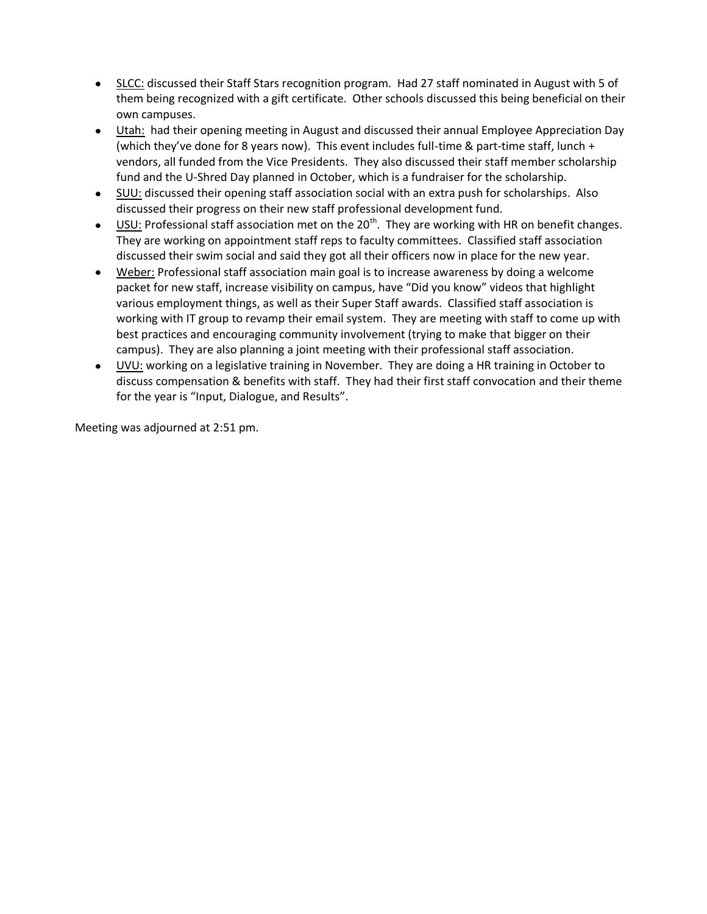- SLCC: discussed their Staff Stars recognition program. Had 27 staff nominated in August with 5 of them being recognized with a gift certificate. Other schools discussed this being beneficial on their own campuses.
- Utah: had their opening meeting in August and discussed their annual Employee Appreciation Day (which they've done for 8 years now). This event includes full-time & part-time staff, lunch + vendors, all funded from the Vice Presidents. They also discussed their staff member scholarship fund and the U-Shred Day planned in October, which is a fundraiser for the scholarship.
- SUU: discussed their opening staff association social with an extra push for scholarships. Also discussed their progress on their new staff professional development fund.
- USU: Professional staff association met on the 20th. They are working with HR on benefit changes. They are working on appointment staff reps to faculty committees. Classified staff association discussed their swim social and said they got all their officers now in place for the new year.
- Weber: Professional staff association main goal is to increase awareness by doing a welcome packet for new staff, increase visibility on campus, have "Did you know" videos that highlight various employment things, as well as their Super Staff awards. Classified staff association is working with IT group to revamp their email system. They are meeting with staff to come up with best practices and encouraging community involvement (trying to make that bigger on their campus). They are also planning a joint meeting with their professional staff association.
- UVU: working on a legislative training in November. They are doing a HR training in October to discuss compensation & benefits with staff. They had their first staff convocation and their theme for the year is "Input, Dialogue, and Results".

Meeting was adjourned at 2:51 pm.